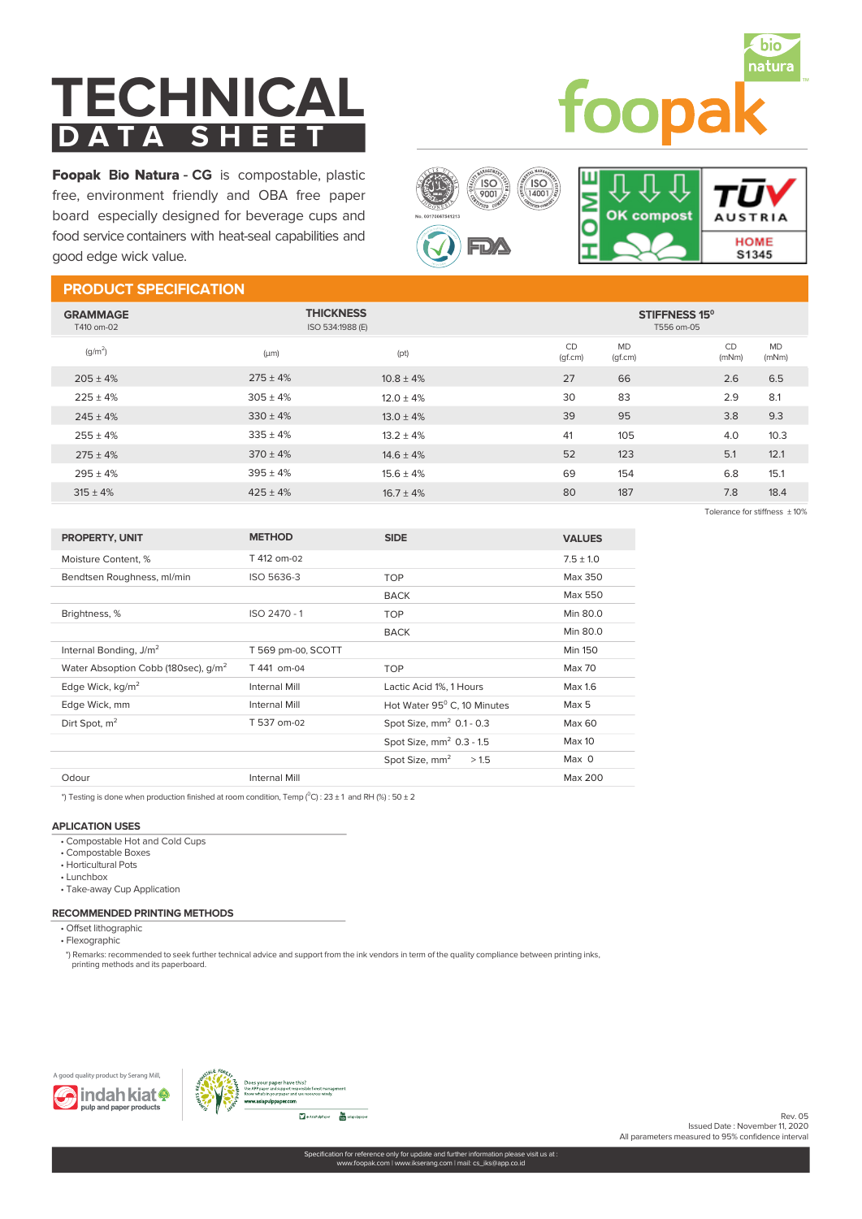# TECHNICAL DATA SHEET

foopak bio natura

**Foopak Bio Natura - CG** is compostable, plastic free, environment friendly and OBA free paper board especially designed for beverage cups and food service containers with heat-seal capabilities and good edge wick value.

ISO 9001 · ISO 14001 · No. 00170067541213 · FDA · OK compost HOME · TÜV AUSTRIA HOME S1345

## PRODUCT SPECIFICATION

| GRAMMAGE T410 om-02 | THICKNESS ISO 534:1988 (E) | | STIFFNESS 15° T556 om-05 | | | |
|---|---|---|---|---|---|---|
| (g/m$^2$) | (μm) | (pt) | CD (gf.cm) | MD (gf.cm) | CD (mNm) | MD (mNm) |
| 205 ± 4% | 275 ± 4% | 10.8 ± 4% | 27 | 66 | 2.6 | 6.5 |
| 225 ± 4% | 305 ± 4% | 12.0 ± 4% | 30 | 83 | 2.9 | 8.1 |
| 245 ± 4% | 330 ± 4% | 13.0 ± 4% | 39 | 95 | 3.8 | 9.3 |
| 255 ± 4% | 335 ± 4% | 13.2 ± 4% | 41 | 105 | 4.0 | 10.3 |
| 275 ± 4% | 370 ± 4% | 14.6 ± 4% | 52 | 123 | 5.1 | 12.1 |
| 295 ± 4% | 395 ± 4% | 15.6 ± 4% | 69 | 154 | 6.8 | 15.1 |
| 315 ± 4% | 425 ± 4% | 16.7 ± 4% | 80 | 187 | 7.8 | 18.4 |

Tolerance for stiffness ± 10%

| PROPERTY, UNIT | METHOD | SIDE | VALUES |
|---|---|---|---|
| Moisture Content, % | T 412 om-02 | | 7.5 ± 1.0 |
| Bendtsen Roughness, ml/min | ISO 5636-3 | TOP | Max 350 |
| | | BACK | Max 550 |
| Brightness, % | ISO 2470 - 1 | TOP | Min 80.0 |
| | | BACK | Min 80.0 |
| Internal Bonding, J/m$^2$ | T 569 pm-00, SCOTT | | Min 150 |
| Water Absoption Cobb (180sec), g/m$^2$ | T 441 om-04 | TOP | Max 70 |
| Edge Wick, kg/m$^2$ | Internal Mill | Lactic Acid 1%, 1 Hours | Max 1.6 |
| Edge Wick, mm | Internal Mill | Hot Water 95° C, 10 Minutes | Max 5 |
| Dirt Spot, m$^2$ | T 537 om-02 | Spot Size, mm$^2$ 0.1 - 0.3 | Max 60 |
| | | Spot Size, mm$^2$ 0.3 - 1.5 | Max 10 |
| | | Spot Size, mm$^2$ > 1.5 | Max 0 |
| Odour | Internal Mill | | Max 200 |

*) Testing is done when production finished at room condition, Temp (°C) : 23 ± 1 and RH (%) : 50 ± 2

### APLICATION USES

- Compostable Hot and Cold Cups
- Compostable Boxes
- Horticultural Pots
- Lunchbox
- Take-away Cup Application

### RECOMMENDED PRINTING METHODS

- Offset lithographic
- Flexographic

*) Remarks: recommended to seek further technical advice and support from the ink vendors in term of the quality compliance between printing inks, printing methods and its paperboard.

A good quality product by Serang Mill, indah kiat pulp and paper products

Does your paper have this? Use APP paper and support responsible forest management. Know what's in your paper and use resources wisely. www.asiapulppaper.com

Rev. 05
Issued Date : November 11, 2020
All parameters measured to 95% confidence interval

Specification for reference only for update and further information please visit us at : www.foopak.com | www.ikserang.com | mail: cs_iks@app.co.id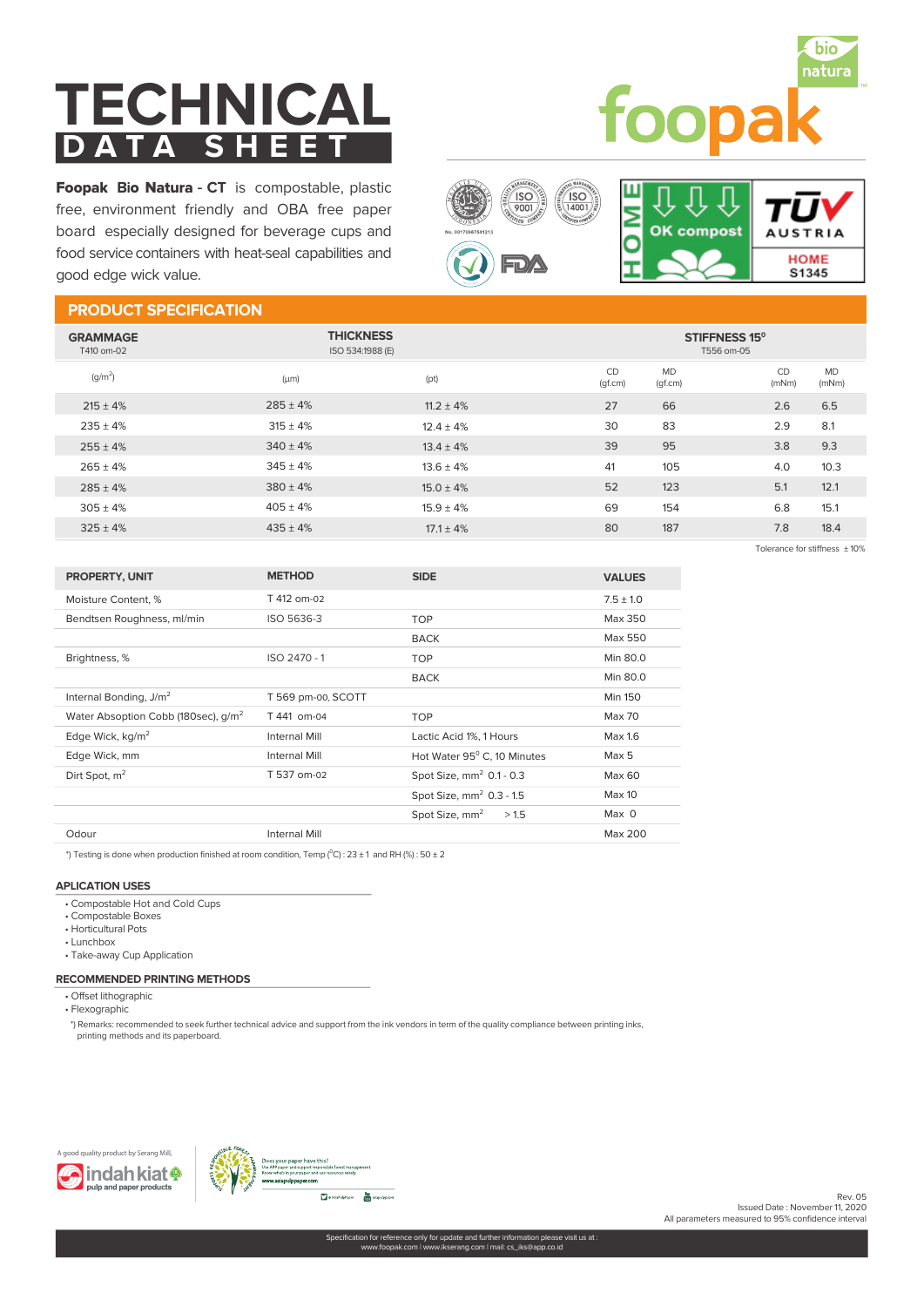# TECHNICAL DATA SHEET

**foopak** bio natura

**Foopak Bio Natura - CT** is compostable, plastic free, environment friendly and OBA free paper board especially designed for beverage cups and food service containers with heat-seal capabilities and good edge wick value.

No. 00170687541213

HOME OK compost

TÜV AUSTRIA HOME S1345

## PRODUCT SPECIFICATION

| GRAMMAGE T410 om-02 | THICKNESS ISO 534:1988 (E) | | STIFFNESS 15° T556 om-05 | | | |
|---|---|---|---|---|---|---|
| (g/m$^2$) | (µm) | (pt) | CD (gf.cm) | MD (gf.cm) | CD (mNm) | MD (mNm) |
| 215 ± 4% | 285 ± 4% | 11.2 ± 4% | 27 | 66 | 2.6 | 6.5 |
| 235 ± 4% | 315 ± 4% | 12.4 ± 4% | 30 | 83 | 2.9 | 8.1 |
| 255 ± 4% | 340 ± 4% | 13.4 ± 4% | 39 | 95 | 3.8 | 9.3 |
| 265 ± 4% | 345 ± 4% | 13.6 ± 4% | 41 | 105 | 4.0 | 10.3 |
| 285 ± 4% | 380 ± 4% | 15.0 ± 4% | 52 | 123 | 5.1 | 12.1 |
| 305 ± 4% | 405 ± 4% | 15.9 ± 4% | 69 | 154 | 6.8 | 15.1 |
| 325 ± 4% | 435 ± 4% | 17.1 ± 4% | 80 | 187 | 7.8 | 18.4 |

Tolerance for stiffness ± 10%

| PROPERTY, UNIT | METHOD | SIDE | VALUES |
|---|---|---|---|
| Moisture Content, % | T 412 om-02 | | 7.5 ± 1.0 |
| Bendtsen Roughness, ml/min | ISO 5636-3 | TOP | Max 350 |
| | | BACK | Max 550 |
| Brightness, % | ISO 2470 - 1 | TOP | Min 80.0 |
| | | BACK | Min 80.0 |
| Internal Bonding, J/m$^2$ | T 569 pm-00, SCOTT | | Min 150 |
| Water Absoption Cobb (180sec), g/m$^2$ | T 441 om-04 | TOP | Max 70 |
| Edge Wick, kg/m$^2$ | Internal Mill | Lactic Acid 1%, 1 Hours | Max 1.6 |
| Edge Wick, mm | Internal Mill | Hot Water 95° C, 10 Minutes | Max 5 |
| Dirt Spot, m$^2$ | T 537 om-02 | Spot Size, mm$^2$ 0.1 - 0.3 | Max 60 |
| | | Spot Size, mm$^2$ 0.3 - 1.5 | Max 10 |
| | | Spot Size, mm$^2$ > 1.5 | Max 0 |
| Odour | Internal Mill | | Max 200 |

*) Testing is done when production finished at room condition, Temp (°C) : 23 ± 1 and RH (%) : 50 ± 2

### APLICATION USES

- Compostable Hot and Cold Cups
- Compostable Boxes
- Horticultural Pots
- Lunchbox
- Take-away Cup Application

### RECOMMENDED PRINTING METHODS

- Offset lithographic
- Flexographic

*) Remarks: recommended to seek further technical advice and support from the ink vendors in term of the quality compliance between printing inks, printing methods and its paperboard.

A good quality product by Serang Mill, indah kiat pulp and paper products

Does your paper have this? Use APP paper and support responsible forest management. Know what's in your paper and use resources wisely. www.asiapulppaper.com

Rev. 05
Issued Date : November 11, 2020
All parameters measured to 95% confidence interval

Specification for reference only for update and further information please visit us at :
www.foopak.com | www.ikserang.com | mail: cs_iks@app.co.id